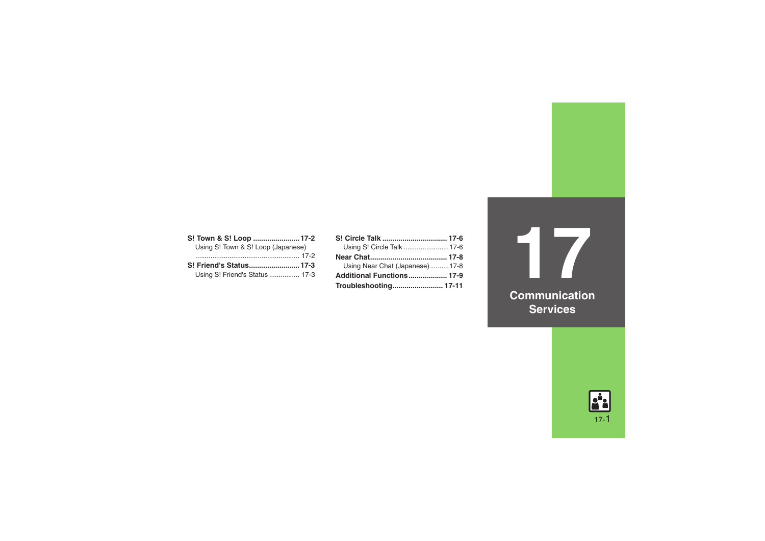# 17 Communication Services

**S! Town & S! Loop** .......................17-2
Using S! Town & S! Loop (Japanese) ....................................................... 17-2

**S! Friend's Status**.........................17-3
Using S! Friend's Status ................ 17-3

**S! Circle Talk** ................................ 17-6
Using S! Circle Talk ........................17-6

**Near Chat**...................................... 17-8
Using Near Chat (Japanese)..........17-8

**Additional Functions**................... 17-9

**Troubleshooting**......................... 17-11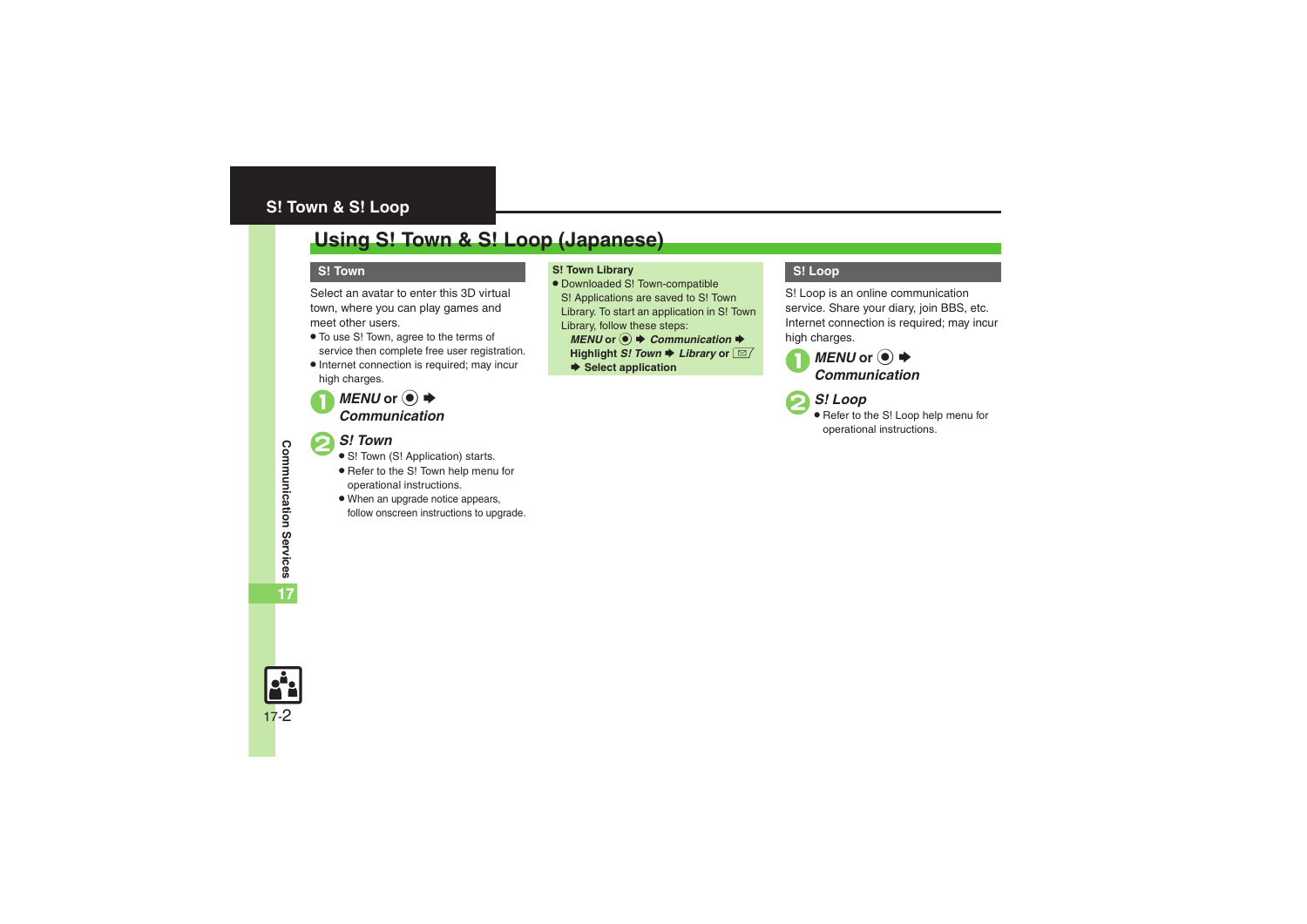# Using S! Town & S! Loop (Japanese)

## S! Town

Select an avatar to enter this 3D virtual town, where you can play games and meet other users.

- To use S! Town, agree to the terms of service then complete free user registration.
- Internet connection is required; may incur high charges.

**1** ***MENU*** **or ◉ ➡ *Communication***

**2** ***S! Town***

- S! Town (S! Application) starts.
- Refer to the S! Town help menu for operational instructions.
- When an upgrade notice appears, follow onscreen instructions to upgrade.

### S! Town Library

- Downloaded S! Town-compatible S! Applications are saved to S! Town Library. To start an application in S! Town Library, follow these steps:
  ***MENU*** **or ◉ ➡ *Communication* ➡ Highlight *S! Town* ➡ *Library* or ✉ ➡ Select application**

## S! Loop

S! Loop is an online communication service. Share your diary, join BBS, etc. Internet connection is required; may incur high charges.

**1** ***MENU*** **or ◉ ➡ *Communication***

**2** ***S! Loop***

- Refer to the S! Loop help menu for operational instructions.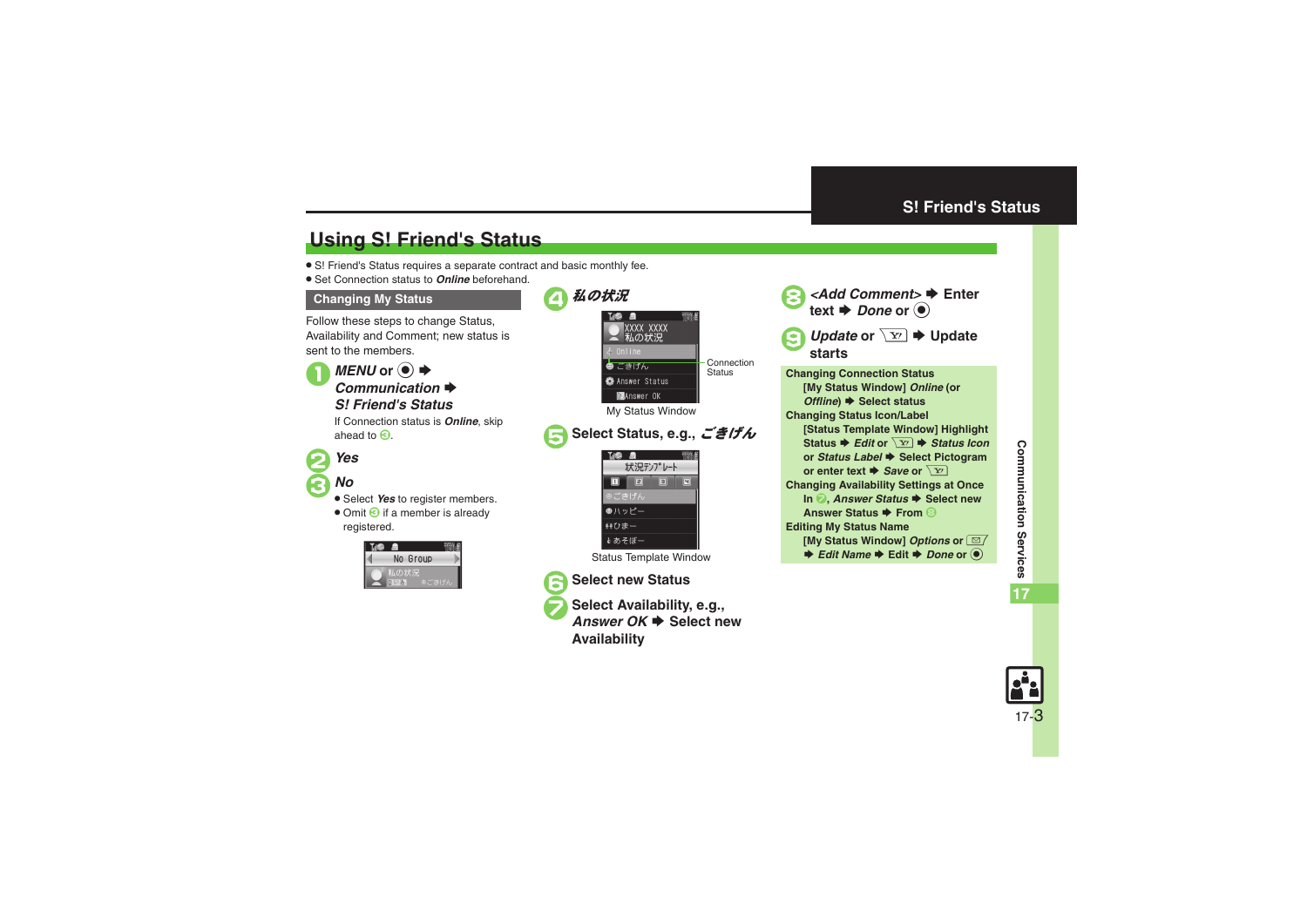## Using S! Friend's Status

- S! Friend's Status requires a separate contract and basic monthly fee.
- Set Connection status to ***Online*** beforehand.

### Changing My Status

Follow these steps to change Status, Availability and Comment; new status is sent to the members.

1. ***MENU*** or ◉ ➡ ***Communication*** ➡ ***S! Friend's Status***

   If Connection status is ***Online***, skip ahead to 3.

2. ***Yes***

3. ***No***

   - Select ***Yes*** to register members.
   - Omit 3 if a member is already registered.

4. ***私の状況***

   Connection Status

   My Status Window

5. **Select Status, e.g., *ごきげん***

   Status Template Window

6. **Select new Status**

7. **Select Availability, e.g., *Answer OK* ➡ Select new Availability**

8. ***<Add Comment>*** ➡ **Enter text** ➡ ***Done*** **or** ◉

9. ***Update*** **or** [Y!] ➡ **Update starts**

**Changing Connection Status**
[My Status Window] *Online* (or *Offline*) ➡ Select status

**Changing Status Icon/Label**
[Status Template Window] Highlight Status ➡ *Edit* or [Y!] ➡ *Status Icon* or *Status Label* ➡ Select Pictogram or enter text ➡ *Save* or [Y!]

**Changing Availability Settings at Once**
In 2, *Answer Status* ➡ Select new Answer Status ➡ From 8

**Editing My Status Name**
[My Status Window] *Options* or [✉] ➡ *Edit Name* ➡ Edit ➡ *Done* or ◉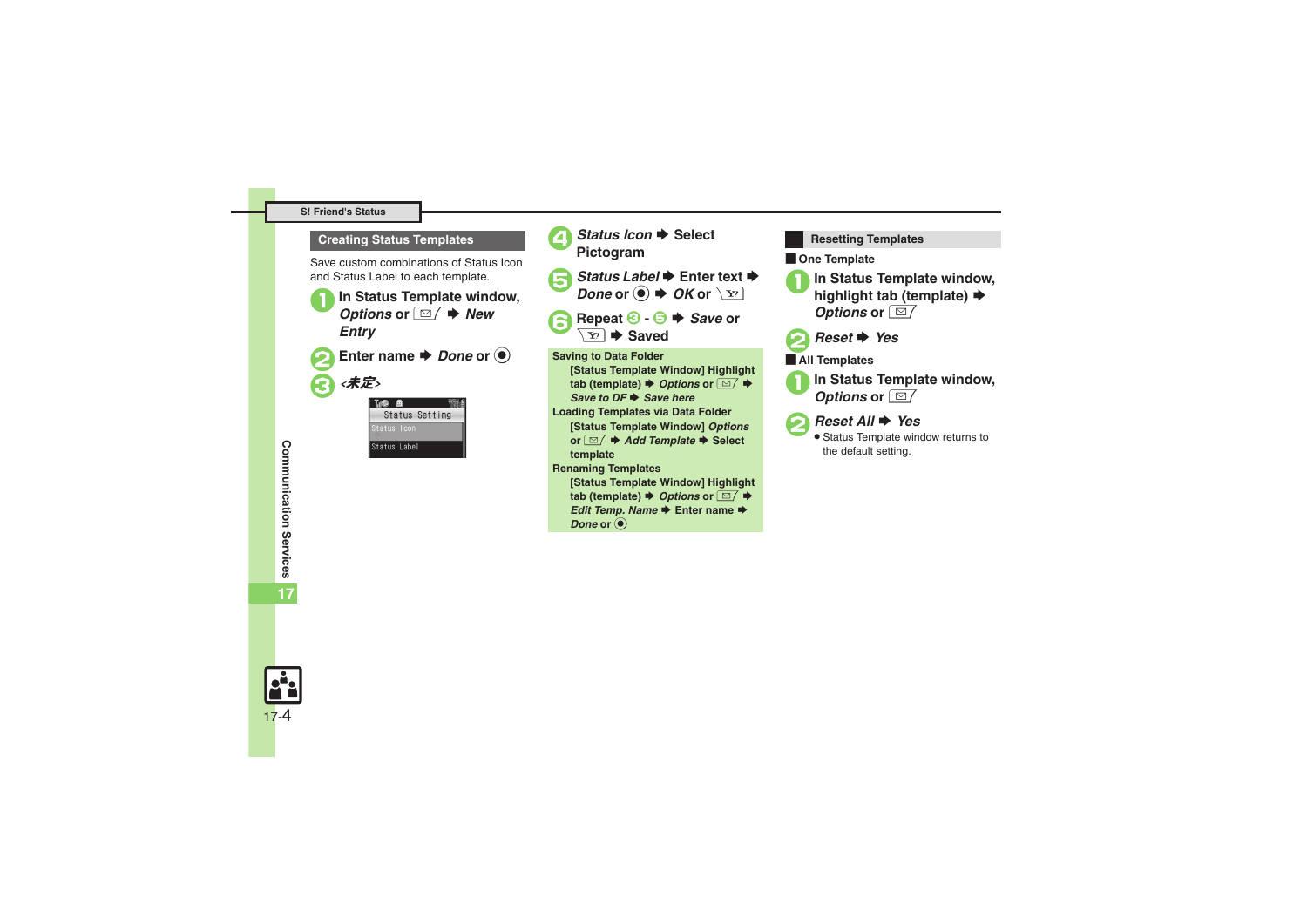## Creating Status Templates

Save custom combinations of Status Icon and Status Label to each template.

1. In Status Template window, *Options* or ✉ ➡ *New Entry*
2. Enter name ➡ *Done* or ◉
3. *<未定>*

   Status Setting
   Status Icon
   Status Label

4. *Status Icon* ➡ Select Pictogram
5. *Status Label* ➡ Enter text ➡ *Done* or ◉ ➡ *OK* or Y!
6. Repeat 3 - 5 ➡ *Save* or Y! ➡ Saved

**Saving to Data Folder**
[Status Template Window] Highlight tab (template) ➡ *Options* or ✉ ➡ *Save to DF* ➡ *Save here*

**Loading Templates via Data Folder**
[Status Template Window] *Options* or ✉ ➡ *Add Template* ➡ Select template

**Renaming Templates**
[Status Template Window] Highlight tab (template) ➡ *Options* or ✉ ➡ *Edit Temp. Name* ➡ Enter name ➡ *Done* or ◉

## Resetting Templates

### One Template

1. In Status Template window, highlight tab (template) ➡ *Options* or ✉
2. *Reset* ➡ *Yes*

### All Templates

1. In Status Template window, *Options* or ✉
2. *Reset All* ➡ *Yes*
   - Status Template window returns to the default setting.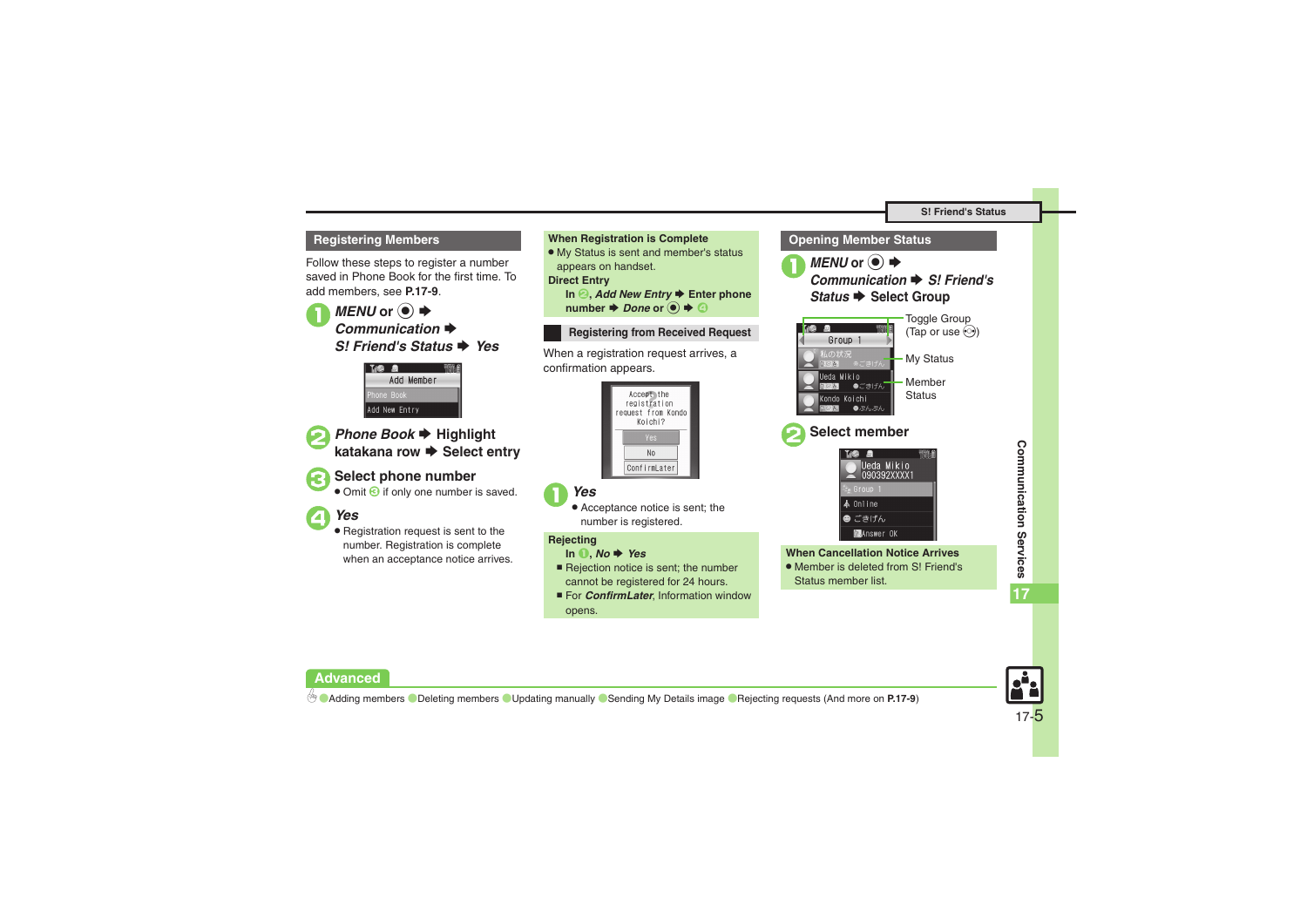## Registering Members

Follow these steps to register a number saved in Phone Book for the first time. To add members, see **P.17-9**.

1. ***MENU*** **or ◉ ➡** ***Communication*** **➡** ***S! Friend's Status*** **➡** ***Yes***

2. ***Phone Book*** **➡ Highlight katakana row ➡ Select entry**

3. **Select phone number**
   - Omit ③ if only one number is saved.

4. ***Yes***
   - Registration request is sent to the number. Registration is complete when an acceptance notice arrives.

**When Registration is Complete**

- My Status is sent and member's status appears on handset.

**Direct Entry**

**In ②,** ***Add New Entry*** **➡ Enter phone number ➡** ***Done*** **or ◉ ➡ ④**

## Registering from Received Request

When a registration request arrives, a confirmation appears.

1. ***Yes***
   - Acceptance notice is sent; the number is registered.

**Rejecting**

**In ①,** ***No*** **➡** ***Yes***

- Rejection notice is sent; the number cannot be registered for 24 hours.
- For ***ConfirmLater***, Information window opens.

## Opening Member Status

1. ***MENU*** **or ◉ ➡** ***Communication*** **➡** ***S! Friend's Status*** **➡ Select Group**

   Toggle Group (Tap or use ◈)
   My Status
   Member Status

2. **Select member**

**When Cancellation Notice Arrives**

- Member is deleted from S! Friend's Status member list.

**Advanced**

Adding members ● Deleting members ● Updating manually ● Sending My Details image ● Rejecting requests (And more on **P.17-9**)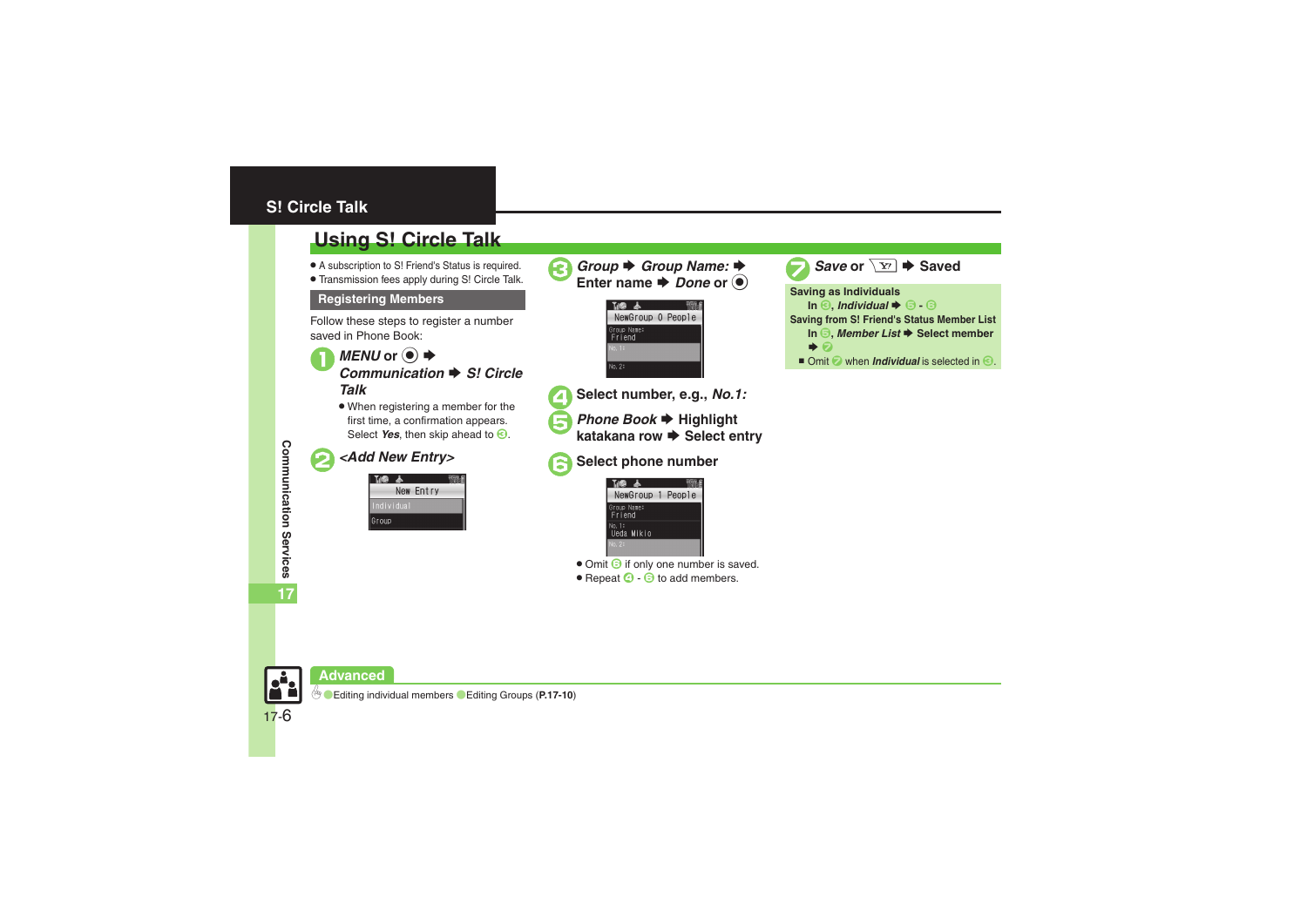## S! Circle Talk

# Using S! Circle Talk

- A subscription to S! Friend's Status is required.
- Transmission fees apply during S! Circle Talk.

### Registering Members

Follow these steps to register a number saved in Phone Book:

1. ***MENU*** **or** ◉ ➡ ***Communication*** ➡ ***S! Circle Talk***
   - When registering a member for the first time, a confirmation appears. Select ***Yes***, then skip ahead to 3.
2. ***<Add New Entry>***

   New Entry
   Individual
   Group

3. ***Group*** ➡ ***Group Name:*** ➡ **Enter name** ➡ ***Done*** **or** ◉

   NewGroup 0 People
   Group Name:
   Friend
   No. 1:
   No. 2:

4. **Select number, e.g.,** ***No.1:***
5. ***Phone Book*** ➡ **Highlight katakana row** ➡ **Select entry**
6. **Select phone number**

   NewGroup 1 People
   Group Name:
   Friend
   No. 1:
   Ueda Mikio
   No. 2:

   - Omit 6 if only one number is saved.
   - Repeat 4 - 6 to add members.

7. ***Save*** **or** [Y!] ➡ **Saved**

**Saving as Individuals**
In 3, ***Individual*** ➡ 5 - 6

**Saving from S! Friend's Status Member List**
In 5, ***Member List*** ➡ Select member ➡ 7

- Omit 7 when ***Individual*** is selected in 3.

### Advanced

Editing individual members ● Editing Groups (**P.17-10**)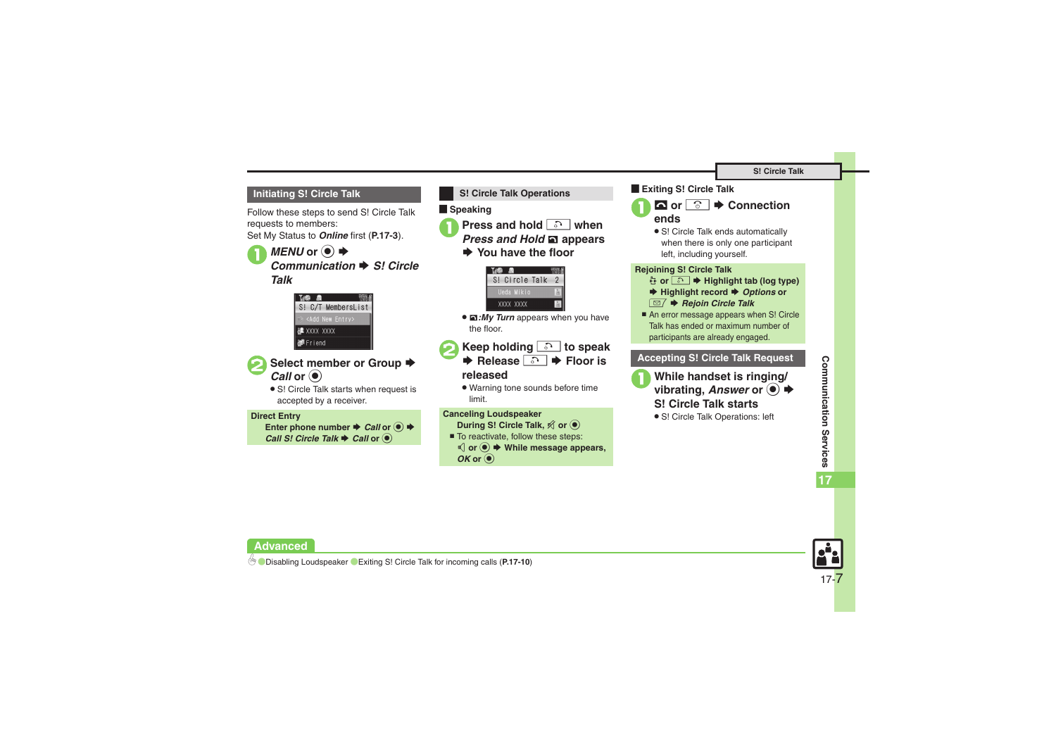## Initiating S! Circle Talk

Follow these steps to send S! Circle Talk requests to members:
Set My Status to ***Online*** first (**P.17-3**).

1. ***MENU*** **or** ◉ ➡ ***Communication*** ➡ ***S! Circle Talk***

2. **Select member or Group** ➡ ***Call*** **or** ◉
   - S! Circle Talk starts when request is accepted by a receiver.

**Direct Entry**
**Enter phone number** ➡ ***Call*** **or** ◉ ➡ ***Call S! Circle Talk*** ➡ ***Call*** **or** ◉

## S! Circle Talk Operations

### Speaking

1. **Press and hold** **when** ***Press and Hold*** **appears** ➡ **You have the floor**
   - ***:My Turn*** appears when you have the floor.

2. **Keep holding** **to speak** ➡ **Release** ➡ **Floor is released**
   - Warning tone sounds before time limit.

**Canceling Loudspeaker**
**During S! Circle Talk,** **or** ◉
- To reactivate, follow these steps:
  **or** ◉ ➡ **While message appears,** ***OK*** **or** ◉

### Exiting S! Circle Talk

1. **or** ➡ **Connection ends**
   - S! Circle Talk ends automatically when there is only one participant left, including yourself.

**Rejoining S! Circle Talk**
**or** ➡ **Highlight tab (log type)** ➡ **Highlight record** ➡ ***Options*** **or** ➡ ***Rejoin Circle Talk***
- An error message appears when S! Circle Talk has ended or maximum number of participants are already engaged.

## Accepting S! Circle Talk Request

1. **While handset is ringing/vibrating,** ***Answer*** **or** ◉ ➡ **S! Circle Talk starts**
   - S! Circle Talk Operations: left

**Advanced**

Disabling Loudspeaker · Exiting S! Circle Talk for incoming calls (**P.17-10**)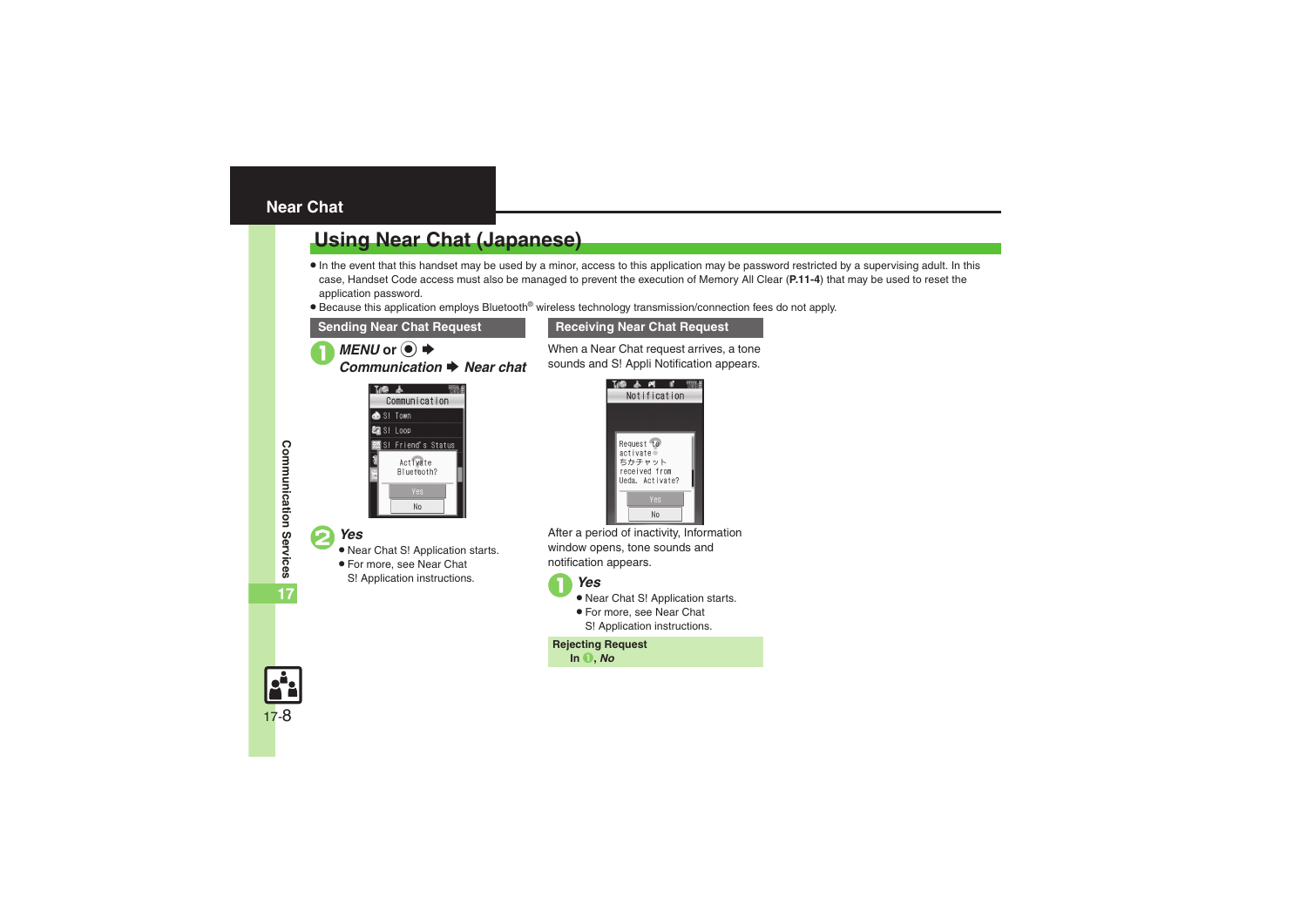# Near Chat

## Using Near Chat (Japanese)

- In the event that this handset may be used by a minor, access to this application may be password restricted by a supervising adult. In this case, Handset Code access must also be managed to prevent the execution of Memory All Clear (**P.11-4**) that may be used to reset the application password.
- Because this application employs Bluetooth® wireless technology transmission/connection fees do not apply.

### Sending Near Chat Request

1. ***MENU*** **or** ◉ ➡ ***Communication*** ➡ ***Near chat***

2. ***Yes***
   - Near Chat S! Application starts.
   - For more, see Near Chat S! Application instructions.

### Receiving Near Chat Request

When a Near Chat request arrives, a tone sounds and S! Appli Notification appears.

After a period of inactivity, Information window opens, tone sounds and notification appears.

1. ***Yes***
   - Near Chat S! Application starts.
   - For more, see Near Chat S! Application instructions.

**Rejecting Request**

**In 1,** ***No***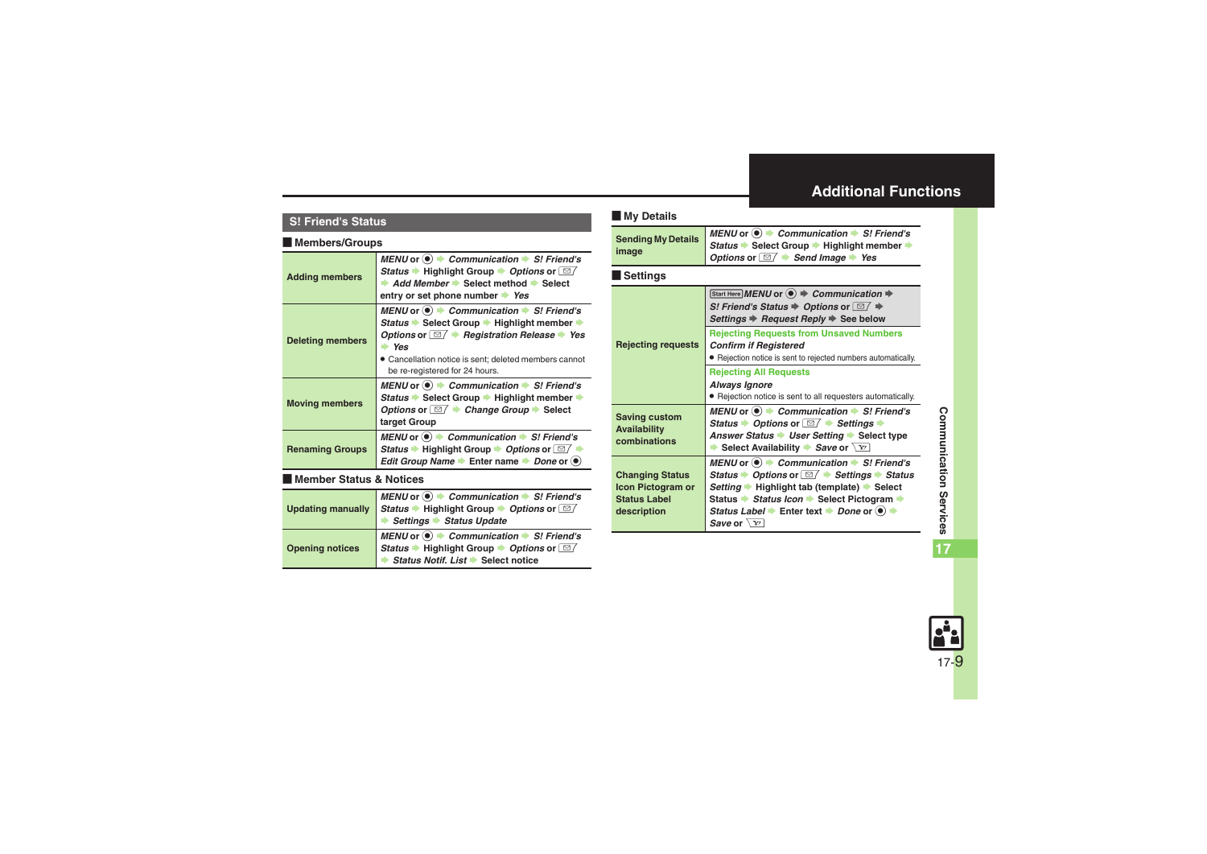## Additional Functions

### S! Friend's Status

#### Members/Groups

| | |
|---|---|
| **Adding members** | *MENU* or ● → *Communication* → *S! Friend's Status* → Highlight Group → *Options* or ✉ → *Add Member* → Select method → Select entry or set phone number → *Yes* |
| **Deleting members** | *MENU* or ● → *Communication* → *S! Friend's Status* → Select Group → Highlight member → *Options* or ✉ → *Registration Release* → *Yes* → *Yes*<br>● Cancellation notice is sent; deleted members cannot be re-registered for 24 hours. |
| **Moving members** | *MENU* or ● → *Communication* → *S! Friend's Status* → Select Group → Highlight member → *Options* or ✉ → *Change Group* → Select target Group |
| **Renaming Groups** | *MENU* or ● → *Communication* → *S! Friend's Status* → Highlight Group → *Options* or ✉ → *Edit Group Name* → Enter name → *Done* or ● |

#### Member Status & Notices

| | |
|---|---|
| **Updating manually** | *MENU* or ● → *Communication* → *S! Friend's Status* → Highlight Group → *Options* or ✉ → *Settings* → *Status Update* |
| **Opening notices** | *MENU* or ● → *Communication* → *S! Friend's Status* → Highlight Group → *Options* or ✉ → *Status Notif. List* → Select notice |

#### My Details

| | |
|---|---|
| **Sending My Details image** | *MENU* or ● → *Communication* → *S! Friend's Status* → Select Group → Highlight member → *Options* or ✉ → *Send Image* → *Yes* |

#### Settings

| | |
|---|---|
| **Rejecting requests** | Start Here *MENU* or ● → *Communication* → *S! Friend's Status* → *Options* or ✉ → *Settings* → *Request Reply* → See below<br><br>**Rejecting Requests from Unsaved Numbers**<br>*Confirm if Registered*<br>● Rejection notice is sent to rejected numbers automatically.<br><br>**Rejecting All Requests**<br>*Always Ignore*<br>● Rejection notice is sent to all requesters automatically. |
| **Saving custom Availability combinations** | *MENU* or ● → *Communication* → *S! Friend's Status* → *Options* or ✉ → *Settings* → *Answer Status* → *User Setting* → Select type → Select Availability → *Save* or Y! |
| **Changing Status Icon Pictogram or Status Label description** | *MENU* or ● → *Communication* → *S! Friend's Status* → *Options* or ✉ → *Settings* → *Status Setting* → Highlight tab (template) → Select Status → *Status Icon* → Select Pictogram → *Status Label* → Enter text → *Done* or ● → *Save* or Y! |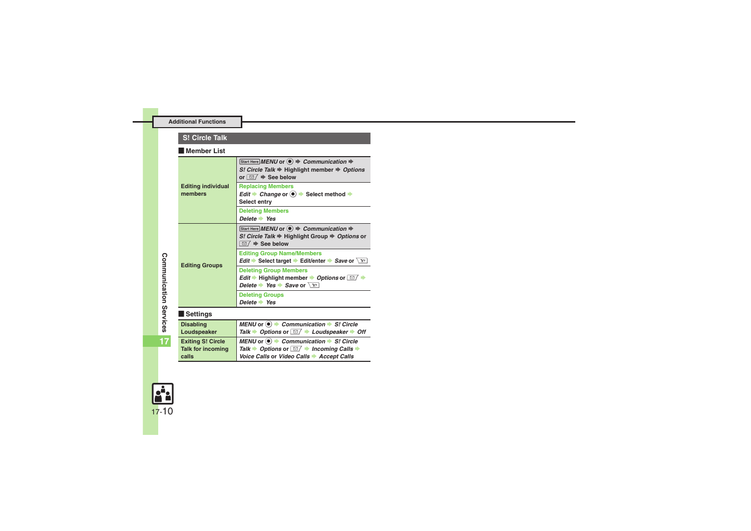Additional Functions

## S! Circle Talk

### Member List

| | |
|---|---|
| Editing individual members | Start Here *MENU* or ● ➡ *Communication* ➡ *S! Circle Talk* ➡ Highlight member ➡ *Options* or ✉ ➡ See below |
| | **Replacing Members**<br>*Edit* ➡ *Change* or ● ➡ Select method ➡ Select entry |
| | **Deleting Members**<br>*Delete* ➡ *Yes* |
| Editing Groups | Start Here *MENU* or ● ➡ *Communication* ➡ *S! Circle Talk* ➡ Highlight Group ➡ *Options* or ✉ ➡ See below |
| | **Editing Group Name/Members**<br>*Edit* ➡ Select target ➡ Edit/enter ➡ *Save* or Y! |
| | **Deleting Group Members**<br>*Edit* ➡ Highlight member ➡ *Options* or ✉ ➡ *Delete* ➡ *Yes* ➡ *Save* or Y! |
| | **Deleting Groups**<br>*Delete* ➡ *Yes* |

### Settings

| | |
|---|---|
| Disabling Loudspeaker | *MENU* or ● ➡ *Communication* ➡ *S! Circle Talk* ➡ *Options* or ✉ ➡ *Loudspeaker* ➡ *Off* |
| Exiting S! Circle Talk for incoming calls | *MENU* or ● ➡ *Communication* ➡ *S! Circle Talk* ➡ *Options* or ✉ ➡ *Incoming Calls* ➡ *Voice Calls* or *Video Calls* ➡ *Accept Calls* |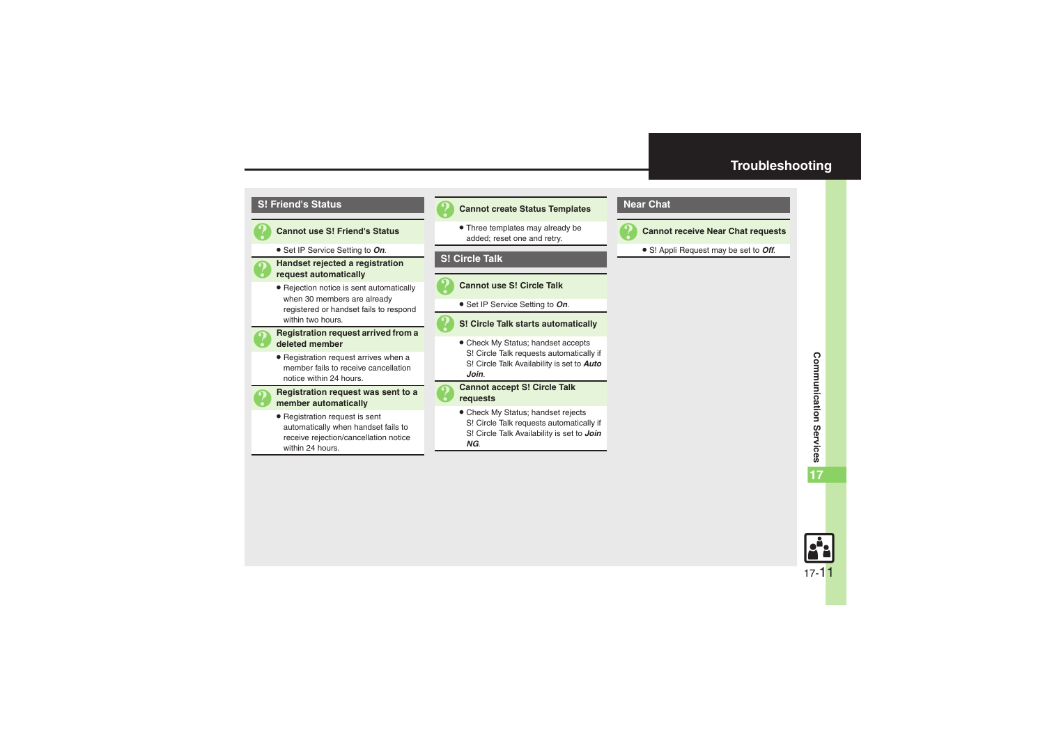# Troubleshooting

## S! Friend's Status

### Cannot use S! Friend's Status

- Set IP Service Setting to ***On***.

### Handset rejected a registration request automatically

- Rejection notice is sent automatically when 30 members are already registered or handset fails to respond within two hours.

### Registration request arrived from a deleted member

- Registration request arrives when a member fails to receive cancellation notice within 24 hours.

### Registration request was sent to a member automatically

- Registration request is sent automatically when handset fails to receive rejection/cancellation notice within 24 hours.

### Cannot create Status Templates

- Three templates may already be added; reset one and retry.

## S! Circle Talk

### Cannot use S! Circle Talk

- Set IP Service Setting to ***On***.

### S! Circle Talk starts automatically

- Check My Status; handset accepts S! Circle Talk requests automatically if S! Circle Talk Availability is set to ***Auto Join***.

### Cannot accept S! Circle Talk requests

- Check My Status; handset rejects S! Circle Talk requests automatically if S! Circle Talk Availability is set to ***Join NG***.

## Near Chat

### Cannot receive Near Chat requests

- S! Appli Request may be set to ***Off***.